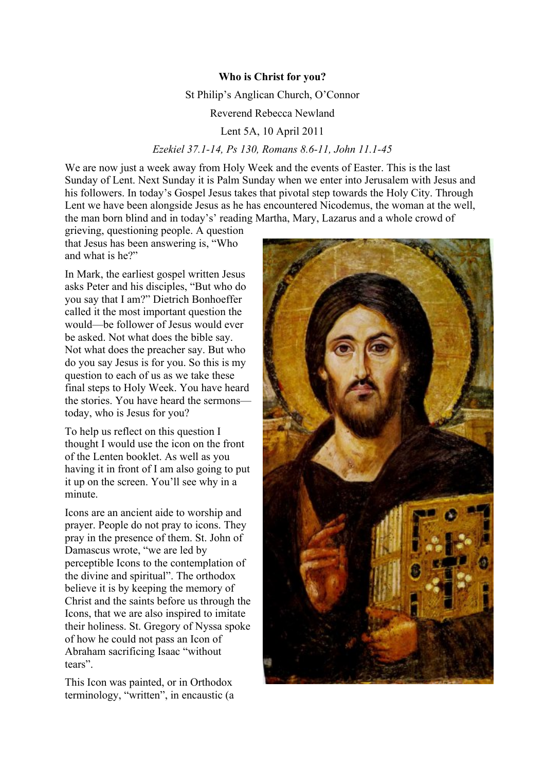**Who is Christ for you?**

St Philip's Anglican Church, O'Connor

Reverend Rebecca Newland

Lent 5A, 10 April 2011

*Ezekiel 37.1-14, Ps 130, Romans 8.6-11, John 11.1-45*

We are now just a week away from Holy Week and the events of Easter. This is the last Sunday of Lent. Next Sunday it is Palm Sunday when we enter into Jerusalem with Jesus and his followers. In today's Gospel Jesus takes that pivotal step towards the Holy City. Through Lent we have been alongside Jesus as he has encountered Nicodemus, the woman at the well, the man born blind and in today's' reading Martha, Mary, Lazarus and a whole crowd of grieving, questioning people. A question that Jesus has been answering is, "Who and what is he?"

In Mark, the earliest gospel written Jesus asks Peter and his disciples, "But who do you say that I am?" Dietrich Bonhoeffer called it the most important question the would—be follower of Jesus would ever be asked. Not what does the bible say. Not what does the preacher say. But who do you say Jesus is for you. So this is my question to each of us as we take these final steps to Holy Week. You have heard the stories. You have heard the sermons—today, who is Jesus for you?

To help us reflect on this question I thought I would use the icon on the front of the Lenten booklet. As well as you having it in front of I am also going to put it up on the screen. You'll see why in a minute.

Icons are an ancient aide to worship and prayer. People do not pray to icons. They pray in the presence of them. St. John of Damascus wrote, "we are led by perceptible Icons to the contemplation of the divine and spiritual". The orthodox believe it is by keeping the memory of Christ and the saints before us through the Icons, that we are also inspired to imitate their holiness. St. Gregory of Nyssa spoke of how he could not pass an Icon of Abraham sacrificing Isaac "without tears".

This Icon was painted, or in Orthodox terminology, "written", in encaustic (a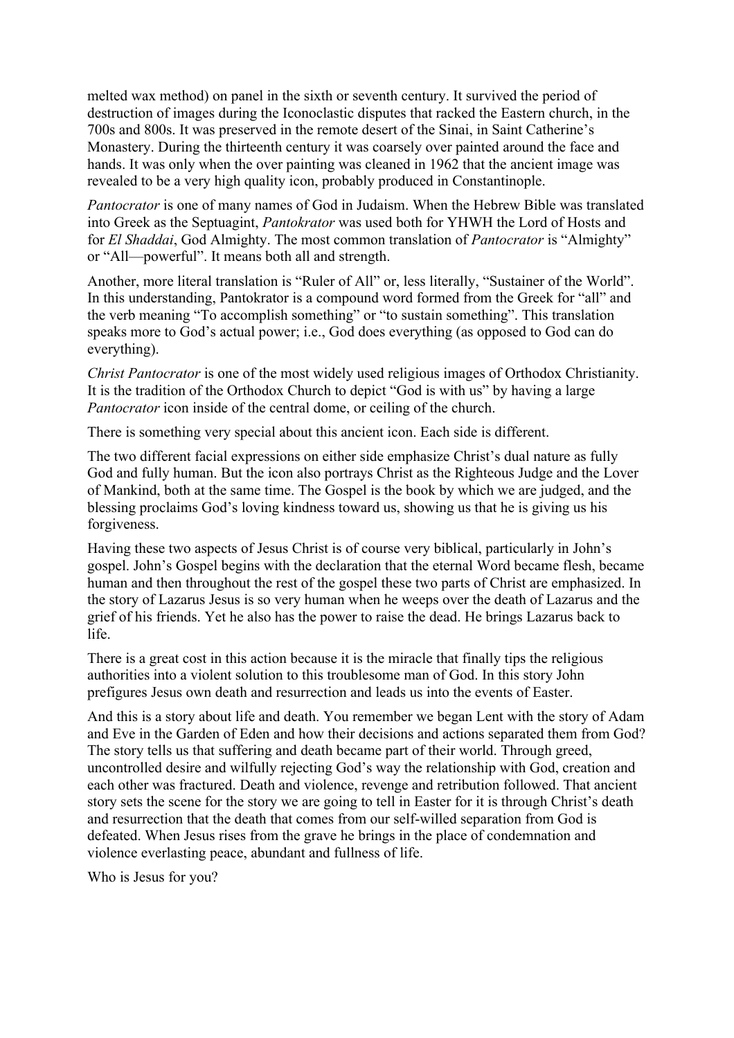melted wax method) on panel in the sixth or seventh century. It survived the period of destruction of images during the Iconoclastic disputes that racked the Eastern church, in the 700s and 800s. It was preserved in the remote desert of the Sinai, in Saint Catherine's Monastery. During the thirteenth century it was coarsely over painted around the face and hands. It was only when the over painting was cleaned in 1962 that the ancient image was revealed to be a very high quality icon, probably produced in Constantinople.

*Pantocrator* is one of many names of God in Judaism. When the Hebrew Bible was translated into Greek as the Septuagint, *Pantokrator* was used both for YHWH the Lord of Hosts and for *El Shaddai*, God Almighty. The most common translation of *Pantocrator* is "Almighty" or "All—powerful". It means both all and strength.

Another, more literal translation is "Ruler of All" or, less literally, "Sustainer of the World". In this understanding, Pantokrator is a compound word formed from the Greek for "all" and the verb meaning "To accomplish something" or "to sustain something". This translation speaks more to God's actual power; i.e., God does everything (as opposed to God can do everything).

*Christ Pantocrator* is one of the most widely used religious images of Orthodox Christianity. It is the tradition of the Orthodox Church to depict "God is with us" by having a large *Pantocrator* icon inside of the central dome, or ceiling of the church.

There is something very special about this ancient icon. Each side is different.

The two different facial expressions on either side emphasize Christ's dual nature as fully God and fully human. But the icon also portrays Christ as the Righteous Judge and the Lover of Mankind, both at the same time. The Gospel is the book by which we are judged, and the blessing proclaims God's loving kindness toward us, showing us that he is giving us his forgiveness.

Having these two aspects of Jesus Christ is of course very biblical, particularly in John's gospel. John's Gospel begins with the declaration that the eternal Word became flesh, became human and then throughout the rest of the gospel these two parts of Christ are emphasized. In the story of Lazarus Jesus is so very human when he weeps over the death of Lazarus and the grief of his friends. Yet he also has the power to raise the dead. He brings Lazarus back to life.

There is a great cost in this action because it is the miracle that finally tips the religious authorities into a violent solution to this troublesome man of God. In this story John prefigures Jesus own death and resurrection and leads us into the events of Easter.

And this is a story about life and death. You remember we began Lent with the story of Adam and Eve in the Garden of Eden and how their decisions and actions separated them from God? The story tells us that suffering and death became part of their world. Through greed, uncontrolled desire and wilfully rejecting God's way the relationship with God, creation and each other was fractured. Death and violence, revenge and retribution followed. That ancient story sets the scene for the story we are going to tell in Easter for it is through Christ's death and resurrection that the death that comes from our self-willed separation from God is defeated. When Jesus rises from the grave he brings in the place of condemnation and violence everlasting peace, abundant and fullness of life.

Who is Jesus for you?